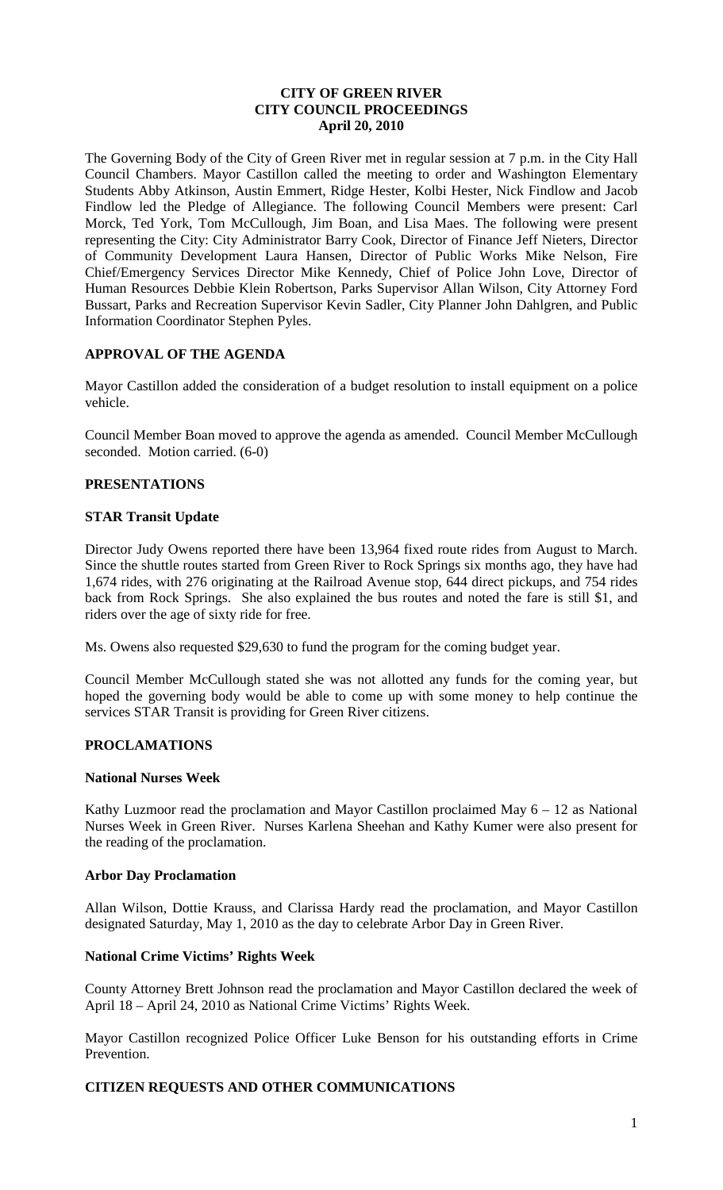# CITY OF GREEN RIVER
# CITY COUNCIL PROCEEDINGS
# April 20, 2010

The Governing Body of the City of Green River met in regular session at 7 p.m. in the City Hall Council Chambers. Mayor Castillon called the meeting to order and Washington Elementary Students Abby Atkinson, Austin Emmert, Ridge Hester, Kolbi Hester, Nick Findlow and Jacob Findlow led the Pledge of Allegiance. The following Council Members were present: Carl Morck, Ted York, Tom McCullough, Jim Boan, and Lisa Maes. The following were present representing the City: City Administrator Barry Cook, Director of Finance Jeff Nieters, Director of Community Development Laura Hansen, Director of Public Works Mike Nelson, Fire Chief/Emergency Services Director Mike Kennedy, Chief of Police John Love, Director of Human Resources Debbie Klein Robertson, Parks Supervisor Allan Wilson, City Attorney Ford Bussart, Parks and Recreation Supervisor Kevin Sadler, City Planner John Dahlgren, and Public Information Coordinator Stephen Pyles.

## APPROVAL OF THE AGENDA

Mayor Castillon added the consideration of a budget resolution to install equipment on a police vehicle.

Council Member Boan moved to approve the agenda as amended. Council Member McCullough seconded. Motion carried. (6-0)

## PRESENTATIONS

### STAR Transit Update

Director Judy Owens reported there have been 13,964 fixed route rides from August to March. Since the shuttle routes started from Green River to Rock Springs six months ago, they have had 1,674 rides, with 276 originating at the Railroad Avenue stop, 644 direct pickups, and 754 rides back from Rock Springs. She also explained the bus routes and noted the fare is still $1, and riders over the age of sixty ride for free.

Ms. Owens also requested $29,630 to fund the program for the coming budget year.

Council Member McCullough stated she was not allotted any funds for the coming year, but hoped the governing body would be able to come up with some money to help continue the services STAR Transit is providing for Green River citizens.

## PROCLAMATIONS

### National Nurses Week

Kathy Luzmoor read the proclamation and Mayor Castillon proclaimed May 6 – 12 as National Nurses Week in Green River. Nurses Karlena Sheehan and Kathy Kumer were also present for the reading of the proclamation.

### Arbor Day Proclamation

Allan Wilson, Dottie Krauss, and Clarissa Hardy read the proclamation, and Mayor Castillon designated Saturday, May 1, 2010 as the day to celebrate Arbor Day in Green River.

### National Crime Victims' Rights Week

County Attorney Brett Johnson read the proclamation and Mayor Castillon declared the week of April 18 – April 24, 2010 as National Crime Victims' Rights Week.

Mayor Castillon recognized Police Officer Luke Benson for his outstanding efforts in Crime Prevention.

## CITIZEN REQUESTS AND OTHER COMMUNICATIONS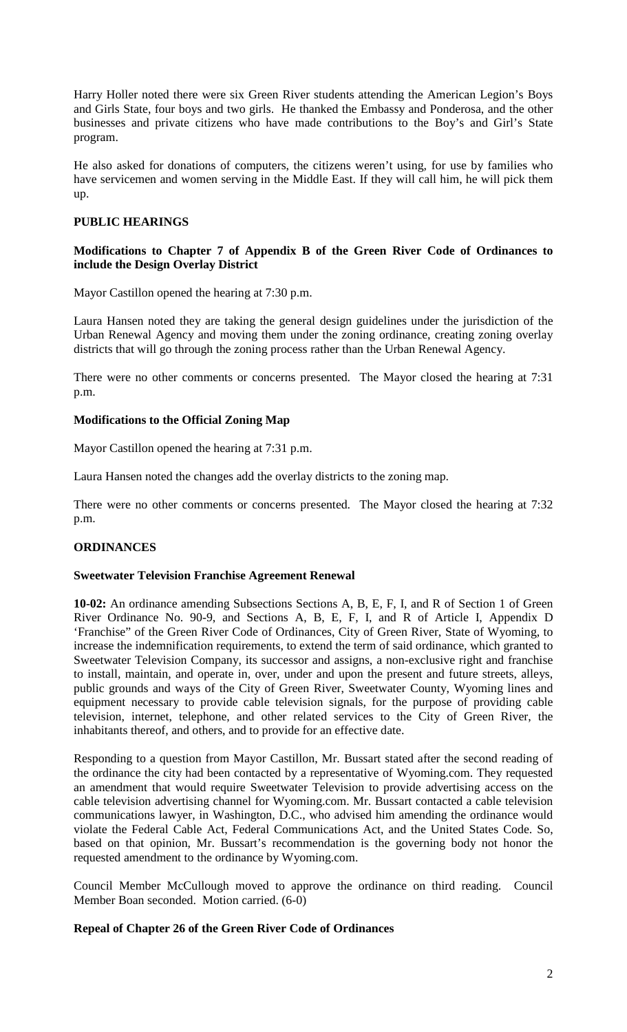Harry Holler noted there were six Green River students attending the American Legion's Boys and Girls State, four boys and two girls. He thanked the Embassy and Ponderosa, and the other businesses and private citizens who have made contributions to the Boy's and Girl's State program.

He also asked for donations of computers, the citizens weren't using, for use by families who have servicemen and women serving in the Middle East. If they will call him, he will pick them up.

## PUBLIC HEARINGS

### Modifications to Chapter 7 of Appendix B of the Green River Code of Ordinances to include the Design Overlay District

Mayor Castillon opened the hearing at 7:30 p.m.

Laura Hansen noted they are taking the general design guidelines under the jurisdiction of the Urban Renewal Agency and moving them under the zoning ordinance, creating zoning overlay districts that will go through the zoning process rather than the Urban Renewal Agency.

There were no other comments or concerns presented. The Mayor closed the hearing at 7:31 p.m.

### Modifications to the Official Zoning Map

Mayor Castillon opened the hearing at 7:31 p.m.

Laura Hansen noted the changes add the overlay districts to the zoning map.

There were no other comments or concerns presented. The Mayor closed the hearing at 7:32 p.m.

## ORDINANCES

### Sweetwater Television Franchise Agreement Renewal

**10-02:** An ordinance amending Subsections Sections A, B, E, F, I, and R of Section 1 of Green River Ordinance No. 90-9, and Sections A, B, E, F, I, and R of Article I, Appendix D 'Franchise" of the Green River Code of Ordinances, City of Green River, State of Wyoming, to increase the indemnification requirements, to extend the term of said ordinance, which granted to Sweetwater Television Company, its successor and assigns, a non-exclusive right and franchise to install, maintain, and operate in, over, under and upon the present and future streets, alleys, public grounds and ways of the City of Green River, Sweetwater County, Wyoming lines and equipment necessary to provide cable television signals, for the purpose of providing cable television, internet, telephone, and other related services to the City of Green River, the inhabitants thereof, and others, and to provide for an effective date.

Responding to a question from Mayor Castillon, Mr. Bussart stated after the second reading of the ordinance the city had been contacted by a representative of Wyoming.com. They requested an amendment that would require Sweetwater Television to provide advertising access on the cable television advertising channel for Wyoming.com. Mr. Bussart contacted a cable television communications lawyer, in Washington, D.C., who advised him amending the ordinance would violate the Federal Cable Act, Federal Communications Act, and the United States Code. So, based on that opinion, Mr. Bussart's recommendation is the governing body not honor the requested amendment to the ordinance by Wyoming.com.

Council Member McCullough moved to approve the ordinance on third reading. Council Member Boan seconded. Motion carried. (6-0)

### Repeal of Chapter 26 of the Green River Code of Ordinances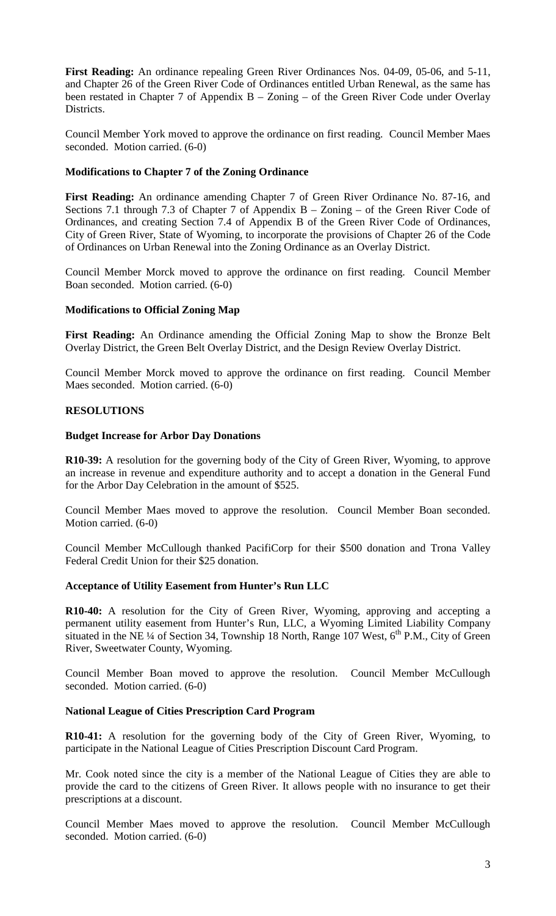**First Reading:** An ordinance repealing Green River Ordinances Nos. 04-09, 05-06, and 5-11, and Chapter 26 of the Green River Code of Ordinances entitled Urban Renewal, as the same has been restated in Chapter 7 of Appendix B – Zoning – of the Green River Code under Overlay Districts.

Council Member York moved to approve the ordinance on first reading. Council Member Maes seconded. Motion carried. (6-0)

**Modifications to Chapter 7 of the Zoning Ordinance**

**First Reading:** An ordinance amending Chapter 7 of Green River Ordinance No. 87-16, and Sections 7.1 through 7.3 of Chapter 7 of Appendix B – Zoning – of the Green River Code of Ordinances, and creating Section 7.4 of Appendix B of the Green River Code of Ordinances, City of Green River, State of Wyoming, to incorporate the provisions of Chapter 26 of the Code of Ordinances on Urban Renewal into the Zoning Ordinance as an Overlay District.

Council Member Morck moved to approve the ordinance on first reading. Council Member Boan seconded. Motion carried. (6-0)

**Modifications to Official Zoning Map**

**First Reading:** An Ordinance amending the Official Zoning Map to show the Bronze Belt Overlay District, the Green Belt Overlay District, and the Design Review Overlay District.

Council Member Morck moved to approve the ordinance on first reading. Council Member Maes seconded. Motion carried. (6-0)

**RESOLUTIONS**

**Budget Increase for Arbor Day Donations**

**R10-39:** A resolution for the governing body of the City of Green River, Wyoming, to approve an increase in revenue and expenditure authority and to accept a donation in the General Fund for the Arbor Day Celebration in the amount of $525.

Council Member Maes moved to approve the resolution. Council Member Boan seconded. Motion carried. (6-0)

Council Member McCullough thanked PacifiCorp for their $500 donation and Trona Valley Federal Credit Union for their $25 donation.

**Acceptance of Utility Easement from Hunter's Run LLC**

**R10-40:** A resolution for the City of Green River, Wyoming, approving and accepting a permanent utility easement from Hunter's Run, LLC, a Wyoming Limited Liability Company situated in the NE ¼ of Section 34, Township 18 North, Range 107 West, 6th P.M., City of Green River, Sweetwater County, Wyoming.

Council Member Boan moved to approve the resolution. Council Member McCullough seconded. Motion carried. (6-0)

**National League of Cities Prescription Card Program**

**R10-41:** A resolution for the governing body of the City of Green River, Wyoming, to participate in the National League of Cities Prescription Discount Card Program.

Mr. Cook noted since the city is a member of the National League of Cities they are able to provide the card to the citizens of Green River. It allows people with no insurance to get their prescriptions at a discount.

Council Member Maes moved to approve the resolution. Council Member McCullough seconded. Motion carried. (6-0)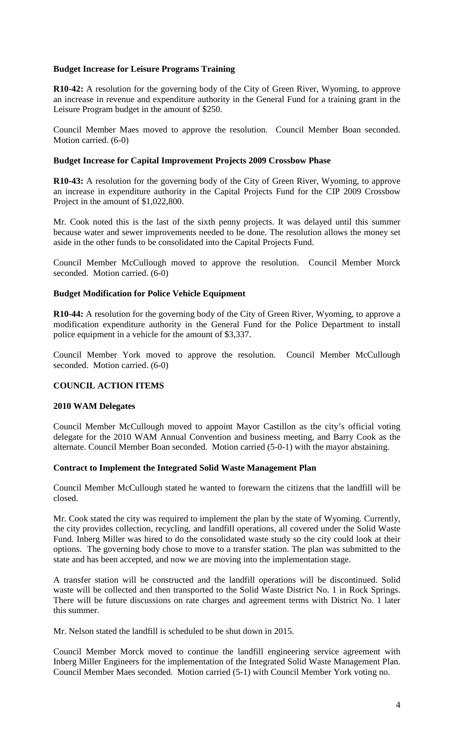### Budget Increase for Leisure Programs Training

**R10-42:** A resolution for the governing body of the City of Green River, Wyoming, to approve an increase in revenue and expenditure authority in the General Fund for a training grant in the Leisure Program budget in the amount of $250.

Council Member Maes moved to approve the resolution. Council Member Boan seconded. Motion carried. (6-0)

### Budget Increase for Capital Improvement Projects 2009 Crossbow Phase

**R10-43:** A resolution for the governing body of the City of Green River, Wyoming, to approve an increase in expenditure authority in the Capital Projects Fund for the CIP 2009 Crossbow Project in the amount of $1,022,800.

Mr. Cook noted this is the last of the sixth penny projects. It was delayed until this summer because water and sewer improvements needed to be done. The resolution allows the money set aside in the other funds to be consolidated into the Capital Projects Fund.

Council Member McCullough moved to approve the resolution. Council Member Morck seconded. Motion carried. (6-0)

### Budget Modification for Police Vehicle Equipment

**R10-44:** A resolution for the governing body of the City of Green River, Wyoming, to approve a modification expenditure authority in the General Fund for the Police Department to install police equipment in a vehicle for the amount of $3,337.

Council Member York moved to approve the resolution. Council Member McCullough seconded. Motion carried. (6-0)

## COUNCIL ACTION ITEMS

### 2010 WAM Delegates

Council Member McCullough moved to appoint Mayor Castillon as the city's official voting delegate for the 2010 WAM Annual Convention and business meeting, and Barry Cook as the alternate. Council Member Boan seconded. Motion carried (5-0-1) with the mayor abstaining.

### Contract to Implement the Integrated Solid Waste Management Plan

Council Member McCullough stated he wanted to forewarn the citizens that the landfill will be closed.

Mr. Cook stated the city was required to implement the plan by the state of Wyoming. Currently, the city provides collection, recycling, and landfill operations, all covered under the Solid Waste Fund. Inberg Miller was hired to do the consolidated waste study so the city could look at their options. The governing body chose to move to a transfer station. The plan was submitted to the state and has been accepted, and now we are moving into the implementation stage.

A transfer station will be constructed and the landfill operations will be discontinued. Solid waste will be collected and then transported to the Solid Waste District No. 1 in Rock Springs. There will be future discussions on rate charges and agreement terms with District No. 1 later this summer.

Mr. Nelson stated the landfill is scheduled to be shut down in 2015.

Council Member Morck moved to continue the landfill engineering service agreement with Inberg Miller Engineers for the implementation of the Integrated Solid Waste Management Plan. Council Member Maes seconded. Motion carried (5-1) with Council Member York voting no.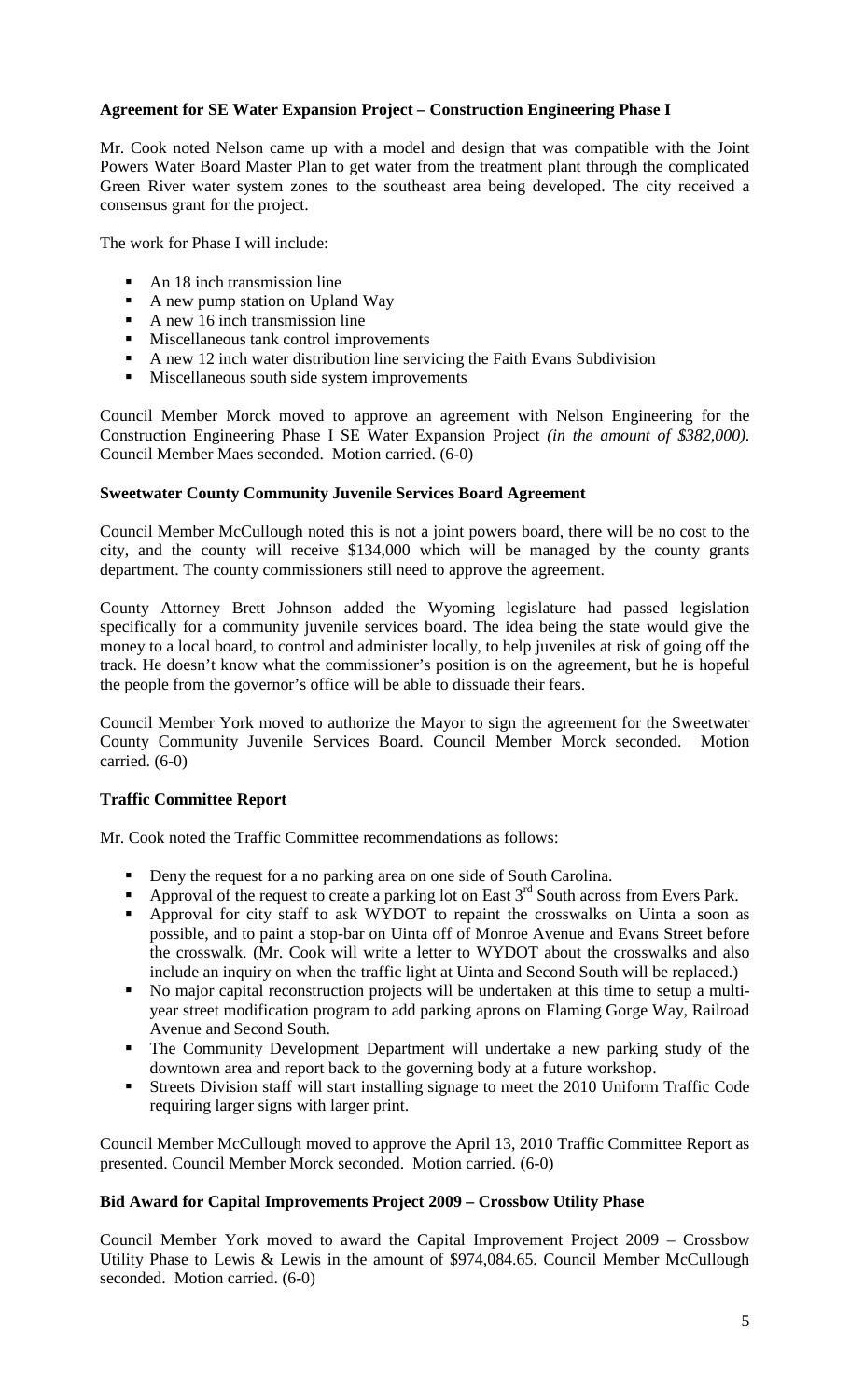**Agreement for SE Water Expansion Project – Construction Engineering Phase I**

Mr. Cook noted Nelson came up with a model and design that was compatible with the Joint Powers Water Board Master Plan to get water from the treatment plant through the complicated Green River water system zones to the southeast area being developed. The city received a consensus grant for the project.

The work for Phase I will include:

- An 18 inch transmission line
- A new pump station on Upland Way
- A new 16 inch transmission line
- Miscellaneous tank control improvements
- A new 12 inch water distribution line servicing the Faith Evans Subdivision
- Miscellaneous south side system improvements

Council Member Morck moved to approve an agreement with Nelson Engineering for the Construction Engineering Phase I SE Water Expansion Project *(in the amount of $382,000)*. Council Member Maes seconded. Motion carried. (6-0)

**Sweetwater County Community Juvenile Services Board Agreement**

Council Member McCullough noted this is not a joint powers board, there will be no cost to the city, and the county will receive $134,000 which will be managed by the county grants department. The county commissioners still need to approve the agreement.

County Attorney Brett Johnson added the Wyoming legislature had passed legislation specifically for a community juvenile services board. The idea being the state would give the money to a local board, to control and administer locally, to help juveniles at risk of going off the track. He doesn't know what the commissioner's position is on the agreement, but he is hopeful the people from the governor's office will be able to dissuade their fears.

Council Member York moved to authorize the Mayor to sign the agreement for the Sweetwater County Community Juvenile Services Board. Council Member Morck seconded. Motion carried. (6-0)

**Traffic Committee Report**

Mr. Cook noted the Traffic Committee recommendations as follows:

- Deny the request for a no parking area on one side of South Carolina.
- Approval of the request to create a parking lot on East 3rd South across from Evers Park.
- Approval for city staff to ask WYDOT to repaint the crosswalks on Uinta a soon as possible, and to paint a stop-bar on Uinta off of Monroe Avenue and Evans Street before the crosswalk. (Mr. Cook will write a letter to WYDOT about the crosswalks and also include an inquiry on when the traffic light at Uinta and Second South will be replaced.)
- No major capital reconstruction projects will be undertaken at this time to setup a multi-year street modification program to add parking aprons on Flaming Gorge Way, Railroad Avenue and Second South.
- The Community Development Department will undertake a new parking study of the downtown area and report back to the governing body at a future workshop.
- Streets Division staff will start installing signage to meet the 2010 Uniform Traffic Code requiring larger signs with larger print.

Council Member McCullough moved to approve the April 13, 2010 Traffic Committee Report as presented. Council Member Morck seconded. Motion carried. (6-0)

**Bid Award for Capital Improvements Project 2009 – Crossbow Utility Phase**

Council Member York moved to award the Capital Improvement Project 2009 – Crossbow Utility Phase to Lewis & Lewis in the amount of $974,084.65. Council Member McCullough seconded. Motion carried. (6-0)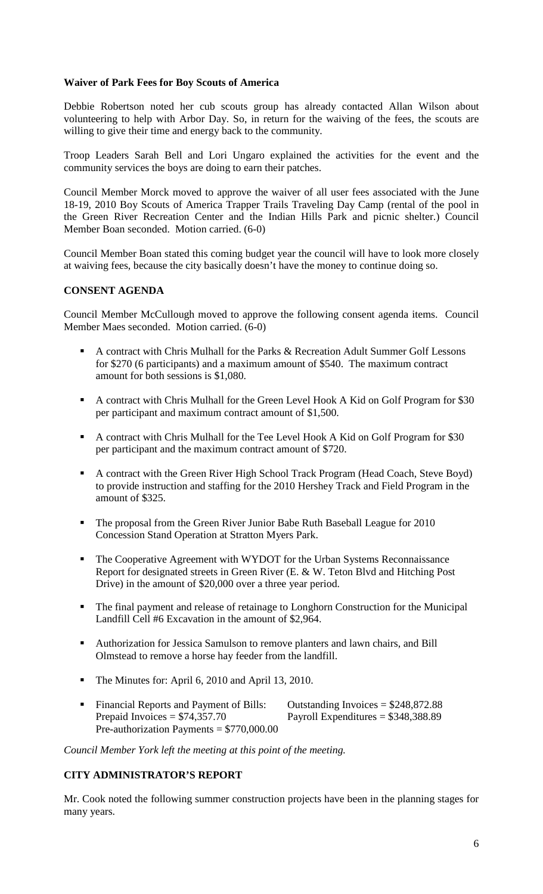**Waiver of Park Fees for Boy Scouts of America**

Debbie Robertson noted her cub scouts group has already contacted Allan Wilson about volunteering to help with Arbor Day. So, in return for the waiving of the fees, the scouts are willing to give their time and energy back to the community.

Troop Leaders Sarah Bell and Lori Ungaro explained the activities for the event and the community services the boys are doing to earn their patches.

Council Member Morck moved to approve the waiver of all user fees associated with the June 18-19, 2010 Boy Scouts of America Trapper Trails Traveling Day Camp (rental of the pool in the Green River Recreation Center and the Indian Hills Park and picnic shelter.) Council Member Boan seconded. Motion carried. (6-0)

Council Member Boan stated this coming budget year the council will have to look more closely at waiving fees, because the city basically doesn't have the money to continue doing so.

**CONSENT AGENDA**

Council Member McCullough moved to approve the following consent agenda items. Council Member Maes seconded. Motion carried. (6-0)

- A contract with Chris Mulhall for the Parks & Recreation Adult Summer Golf Lessons for $270 (6 participants) and a maximum amount of $540. The maximum contract amount for both sessions is $1,080.
- A contract with Chris Mulhall for the Green Level Hook A Kid on Golf Program for $30 per participant and maximum contract amount of $1,500.
- A contract with Chris Mulhall for the Tee Level Hook A Kid on Golf Program for $30 per participant and the maximum contract amount of $720.
- A contract with the Green River High School Track Program (Head Coach, Steve Boyd) to provide instruction and staffing for the 2010 Hershey Track and Field Program in the amount of $325.
- The proposal from the Green River Junior Babe Ruth Baseball League for 2010 Concession Stand Operation at Stratton Myers Park.
- The Cooperative Agreement with WYDOT for the Urban Systems Reconnaissance Report for designated streets in Green River (E. & W. Teton Blvd and Hitching Post Drive) in the amount of $20,000 over a three year period.
- The final payment and release of retainage to Longhorn Construction for the Municipal Landfill Cell #6 Excavation in the amount of $2,964.
- Authorization for Jessica Samulson to remove planters and lawn chairs, and Bill Olmstead to remove a horse hay feeder from the landfill.
- The Minutes for: April 6, 2010 and April 13, 2010.
- Financial Reports and Payment of Bills: Outstanding Invoices = $248,872.88
  Prepaid Invoices = $74,357.70 Payroll Expenditures = $348,388.89
  Pre-authorization Payments = $770,000.00

*Council Member York left the meeting at this point of the meeting.*

**CITY ADMINISTRATOR'S REPORT**

Mr. Cook noted the following summer construction projects have been in the planning stages for many years.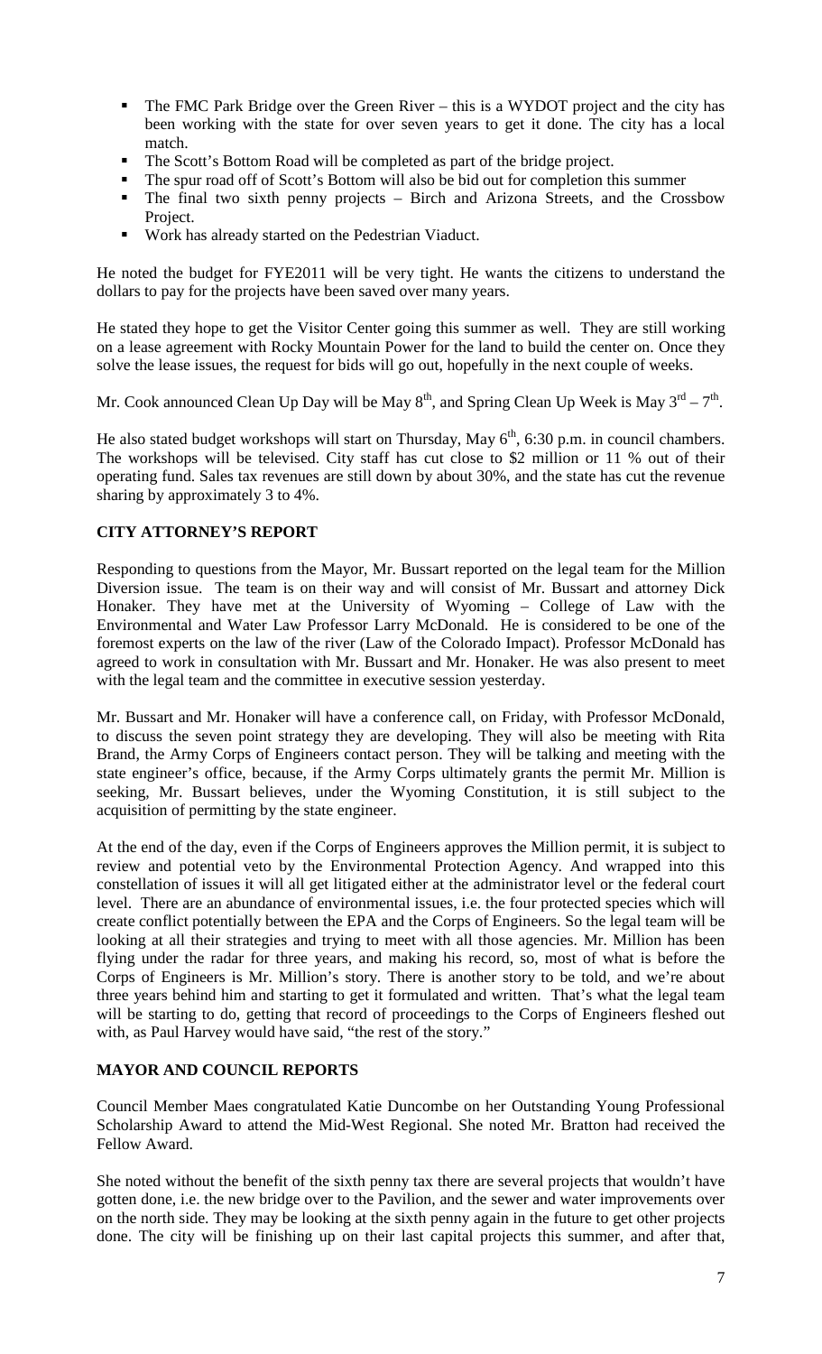- The FMC Park Bridge over the Green River – this is a WYDOT project and the city has been working with the state for over seven years to get it done. The city has a local match.
- The Scott's Bottom Road will be completed as part of the bridge project.
- The spur road off of Scott's Bottom will also be bid out for completion this summer
- The final two sixth penny projects – Birch and Arizona Streets, and the Crossbow Project.
- Work has already started on the Pedestrian Viaduct.

He noted the budget for FYE2011 will be very tight. He wants the citizens to understand the dollars to pay for the projects have been saved over many years.

He stated they hope to get the Visitor Center going this summer as well. They are still working on a lease agreement with Rocky Mountain Power for the land to build the center on. Once they solve the lease issues, the request for bids will go out, hopefully in the next couple of weeks.

Mr. Cook announced Clean Up Day will be May 8th, and Spring Clean Up Week is May 3rd – 7th.

He also stated budget workshops will start on Thursday, May 6th, 6:30 p.m. in council chambers. The workshops will be televised. City staff has cut close to \$2 million or 11 % out of their operating fund. Sales tax revenues are still down by about 30%, and the state has cut the revenue sharing by approximately 3 to 4%.

**CITY ATTORNEY'S REPORT**

Responding to questions from the Mayor, Mr. Bussart reported on the legal team for the Million Diversion issue. The team is on their way and will consist of Mr. Bussart and attorney Dick Honaker. They have met at the University of Wyoming – College of Law with the Environmental and Water Law Professor Larry McDonald. He is considered to be one of the foremost experts on the law of the river (Law of the Colorado Impact). Professor McDonald has agreed to work in consultation with Mr. Bussart and Mr. Honaker. He was also present to meet with the legal team and the committee in executive session yesterday.

Mr. Bussart and Mr. Honaker will have a conference call, on Friday, with Professor McDonald, to discuss the seven point strategy they are developing. They will also be meeting with Rita Brand, the Army Corps of Engineers contact person. They will be talking and meeting with the state engineer's office, because, if the Army Corps ultimately grants the permit Mr. Million is seeking, Mr. Bussart believes, under the Wyoming Constitution, it is still subject to the acquisition of permitting by the state engineer.

At the end of the day, even if the Corps of Engineers approves the Million permit, it is subject to review and potential veto by the Environmental Protection Agency. And wrapped into this constellation of issues it will all get litigated either at the administrator level or the federal court level. There are an abundance of environmental issues, i.e. the four protected species which will create conflict potentially between the EPA and the Corps of Engineers. So the legal team will be looking at all their strategies and trying to meet with all those agencies. Mr. Million has been flying under the radar for three years, and making his record, so, most of what is before the Corps of Engineers is Mr. Million's story. There is another story to be told, and we're about three years behind him and starting to get it formulated and written. That's what the legal team will be starting to do, getting that record of proceedings to the Corps of Engineers fleshed out with, as Paul Harvey would have said, "the rest of the story."

**MAYOR AND COUNCIL REPORTS**

Council Member Maes congratulated Katie Duncombe on her Outstanding Young Professional Scholarship Award to attend the Mid-West Regional. She noted Mr. Bratton had received the Fellow Award.

She noted without the benefit of the sixth penny tax there are several projects that wouldn't have gotten done, i.e. the new bridge over to the Pavilion, and the sewer and water improvements over on the north side. They may be looking at the sixth penny again in the future to get other projects done. The city will be finishing up on their last capital projects this summer, and after that,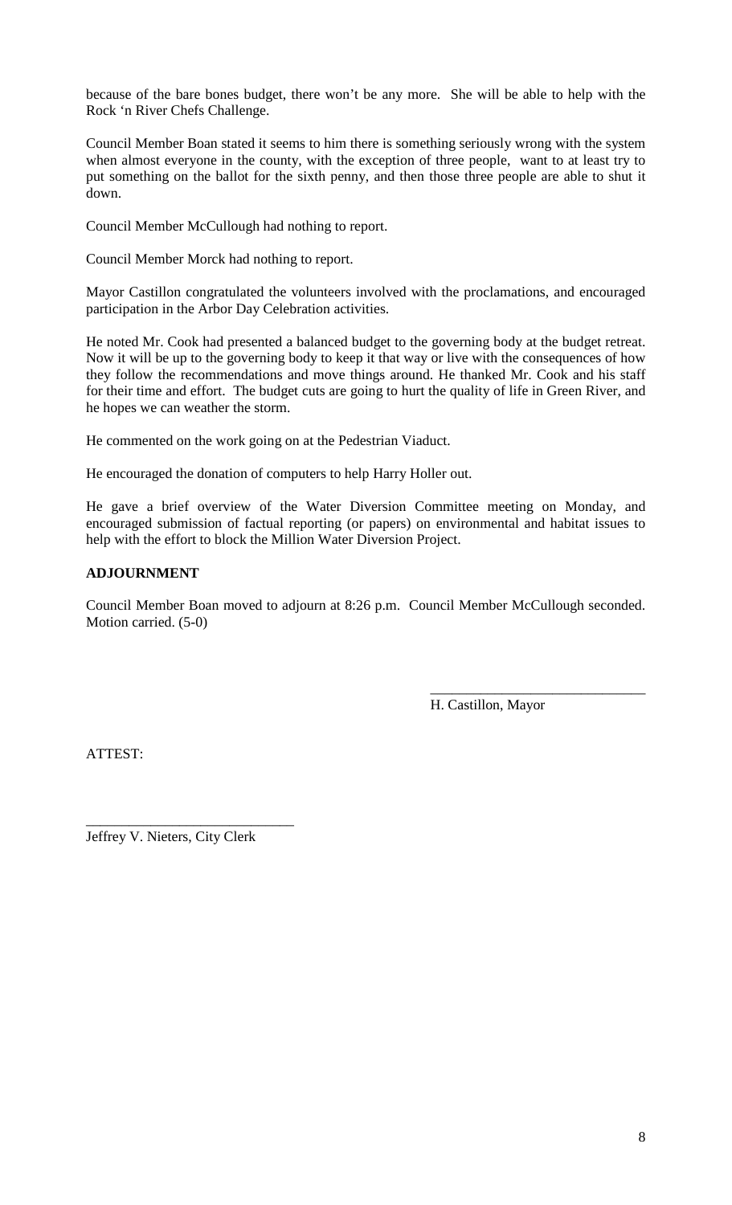because of the bare bones budget, there won't be any more. She will be able to help with the Rock 'n River Chefs Challenge.

Council Member Boan stated it seems to him there is something seriously wrong with the system when almost everyone in the county, with the exception of three people, want to at least try to put something on the ballot for the sixth penny, and then those three people are able to shut it down.

Council Member McCullough had nothing to report.

Council Member Morck had nothing to report.

Mayor Castillon congratulated the volunteers involved with the proclamations, and encouraged participation in the Arbor Day Celebration activities.

He noted Mr. Cook had presented a balanced budget to the governing body at the budget retreat. Now it will be up to the governing body to keep it that way or live with the consequences of how they follow the recommendations and move things around. He thanked Mr. Cook and his staff for their time and effort. The budget cuts are going to hurt the quality of life in Green River, and he hopes we can weather the storm.

He commented on the work going on at the Pedestrian Viaduct.

He encouraged the donation of computers to help Harry Holler out.

He gave a brief overview of the Water Diversion Committee meeting on Monday, and encouraged submission of factual reporting (or papers) on environmental and habitat issues to help with the effort to block the Million Water Diversion Project.

**ADJOURNMENT**

Council Member Boan moved to adjourn at 8:26 p.m. Council Member McCullough seconded. Motion carried. (5-0)

______________________________
H. Castillon, Mayor

ATTEST:

______________________________
Jeffrey V. Nieters, City Clerk